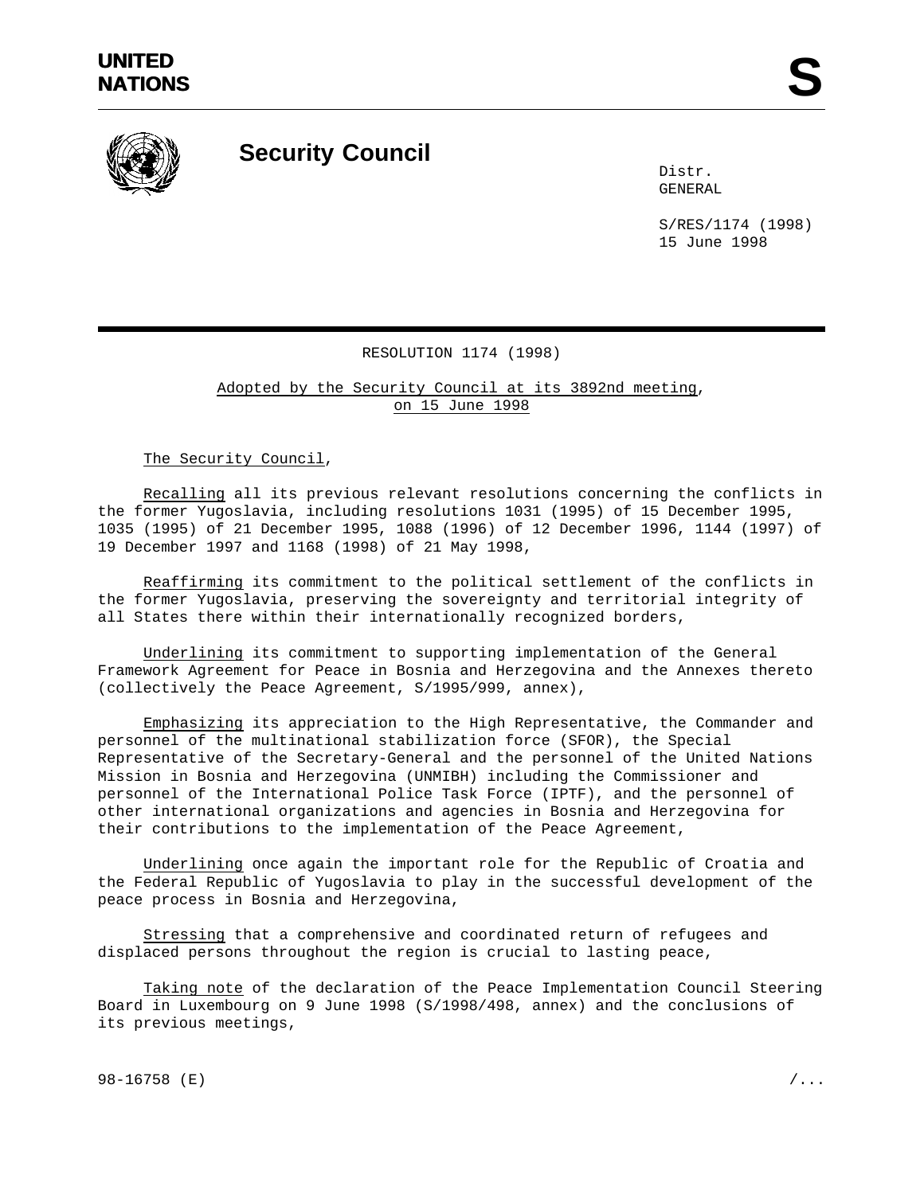**UNITED NATIONS** **S**

# Security Council

Distr.
GENERAL

S/RES/1174 (1998)
15 June 1998

RESOLUTION 1174 (1998)

Adopted by the Security Council at its 3892nd meeting, on 15 June 1998

The Security Council,

Recalling all its previous relevant resolutions concerning the conflicts in the former Yugoslavia, including resolutions 1031 (1995) of 15 December 1995, 1035 (1995) of 21 December 1995, 1088 (1996) of 12 December 1996, 1144 (1997) of 19 December 1997 and 1168 (1998) of 21 May 1998,

Reaffirming its commitment to the political settlement of the conflicts in the former Yugoslavia, preserving the sovereignty and territorial integrity of all States there within their internationally recognized borders,

Underlining its commitment to supporting implementation of the General Framework Agreement for Peace in Bosnia and Herzegovina and the Annexes thereto (collectively the Peace Agreement, S/1995/999, annex),

Emphasizing its appreciation to the High Representative, the Commander and personnel of the multinational stabilization force (SFOR), the Special Representative of the Secretary-General and the personnel of the United Nations Mission in Bosnia and Herzegovina (UNMIBH) including the Commissioner and personnel of the International Police Task Force (IPTF), and the personnel of other international organizations and agencies in Bosnia and Herzegovina for their contributions to the implementation of the Peace Agreement,

Underlining once again the important role for the Republic of Croatia and the Federal Republic of Yugoslavia to play in the successful development of the peace process in Bosnia and Herzegovina,

Stressing that a comprehensive and coordinated return of refugees and displaced persons throughout the region is crucial to lasting peace,

Taking note of the declaration of the Peace Implementation Council Steering Board in Luxembourg on 9 June 1998 (S/1998/498, annex) and the conclusions of its previous meetings,

98-16758 (E)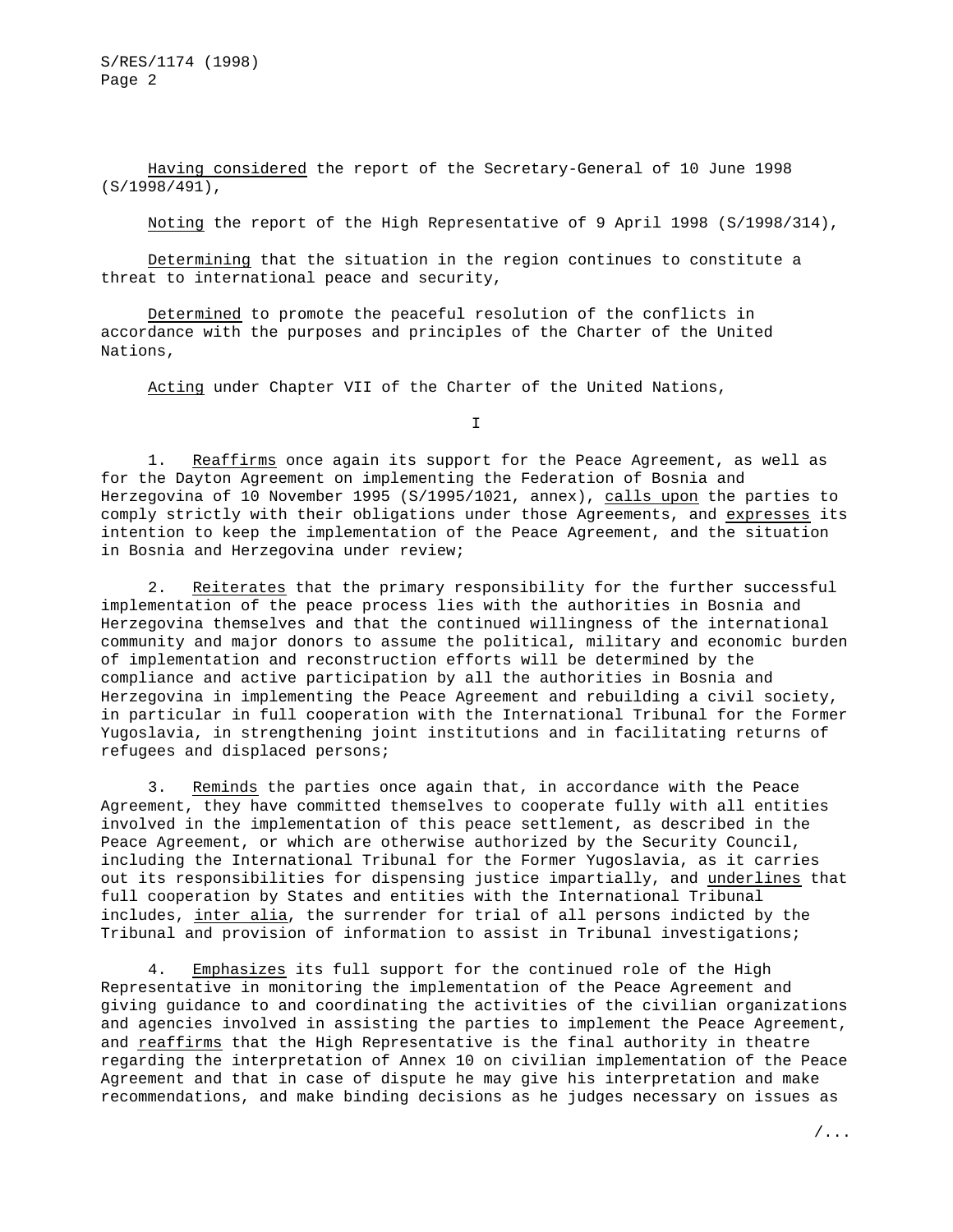Having considered the report of the Secretary-General of 10 June 1998 (S/1998/491),

Noting the report of the High Representative of 9 April 1998 (S/1998/314),

Determining that the situation in the region continues to constitute a threat to international peace and security,

Determined to promote the peaceful resolution of the conflicts in accordance with the purposes and principles of the Charter of the United Nations,

Acting under Chapter VII of the Charter of the United Nations,

I

1. Reaffirms once again its support for the Peace Agreement, as well as for the Dayton Agreement on implementing the Federation of Bosnia and Herzegovina of 10 November 1995 (S/1995/1021, annex), calls upon the parties to comply strictly with their obligations under those Agreements, and expresses its intention to keep the implementation of the Peace Agreement, and the situation in Bosnia and Herzegovina under review;

2. Reiterates that the primary responsibility for the further successful implementation of the peace process lies with the authorities in Bosnia and Herzegovina themselves and that the continued willingness of the international community and major donors to assume the political, military and economic burden of implementation and reconstruction efforts will be determined by the compliance and active participation by all the authorities in Bosnia and Herzegovina in implementing the Peace Agreement and rebuilding a civil society, in particular in full cooperation with the International Tribunal for the Former Yugoslavia, in strengthening joint institutions and in facilitating returns of refugees and displaced persons;

3. Reminds the parties once again that, in accordance with the Peace Agreement, they have committed themselves to cooperate fully with all entities involved in the implementation of this peace settlement, as described in the Peace Agreement, or which are otherwise authorized by the Security Council, including the International Tribunal for the Former Yugoslavia, as it carries out its responsibilities for dispensing justice impartially, and underlines that full cooperation by States and entities with the International Tribunal includes, inter alia, the surrender for trial of all persons indicted by the Tribunal and provision of information to assist in Tribunal investigations;

4. Emphasizes its full support for the continued role of the High Representative in monitoring the implementation of the Peace Agreement and giving guidance to and coordinating the activities of the civilian organizations and agencies involved in assisting the parties to implement the Peace Agreement, and reaffirms that the High Representative is the final authority in theatre regarding the interpretation of Annex 10 on civilian implementation of the Peace Agreement and that in case of dispute he may give his interpretation and make recommendations, and make binding decisions as he judges necessary on issues as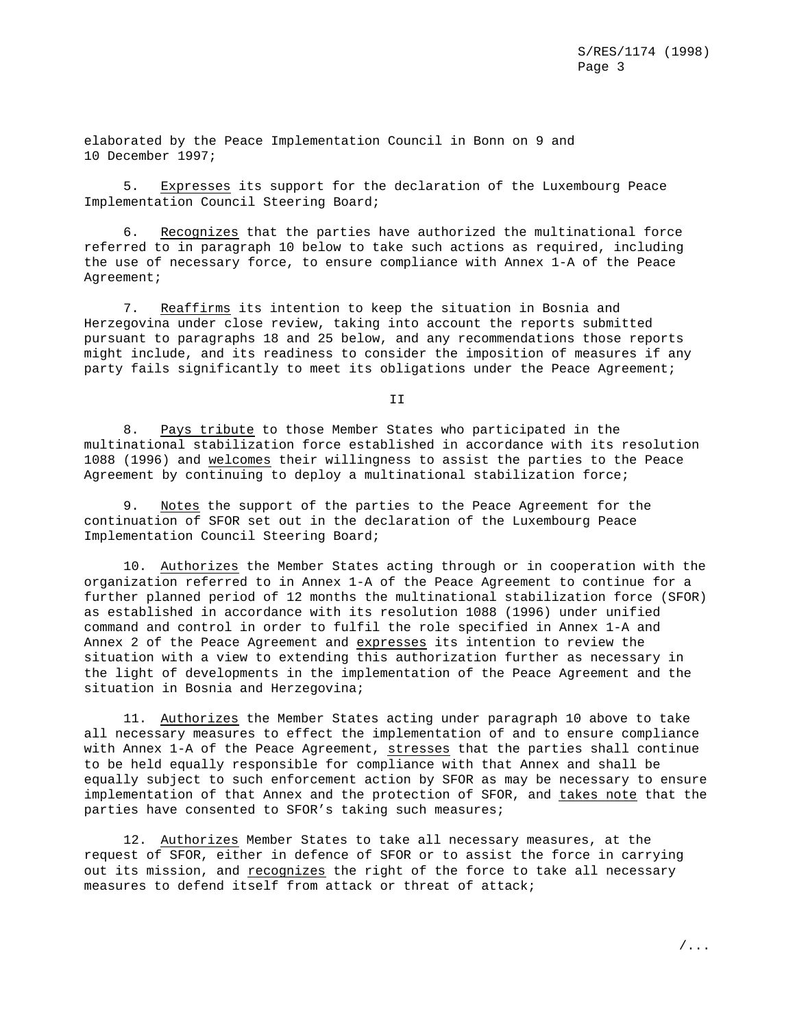elaborated by the Peace Implementation Council in Bonn on 9 and 10 December 1997;

5. Expresses its support for the declaration of the Luxembourg Peace Implementation Council Steering Board;

6. Recognizes that the parties have authorized the multinational force referred to in paragraph 10 below to take such actions as required, including the use of necessary force, to ensure compliance with Annex 1-A of the Peace Agreement;

7. Reaffirms its intention to keep the situation in Bosnia and Herzegovina under close review, taking into account the reports submitted pursuant to paragraphs 18 and 25 below, and any recommendations those reports might include, and its readiness to consider the imposition of measures if any party fails significantly to meet its obligations under the Peace Agreement;

II

8. Pays tribute to those Member States who participated in the multinational stabilization force established in accordance with its resolution 1088 (1996) and welcomes their willingness to assist the parties to the Peace Agreement by continuing to deploy a multinational stabilization force;

9. Notes the support of the parties to the Peace Agreement for the continuation of SFOR set out in the declaration of the Luxembourg Peace Implementation Council Steering Board;

10. Authorizes the Member States acting through or in cooperation with the organization referred to in Annex 1-A of the Peace Agreement to continue for a further planned period of 12 months the multinational stabilization force (SFOR) as established in accordance with its resolution 1088 (1996) under unified command and control in order to fulfil the role specified in Annex 1-A and Annex 2 of the Peace Agreement and expresses its intention to review the situation with a view to extending this authorization further as necessary in the light of developments in the implementation of the Peace Agreement and the situation in Bosnia and Herzegovina;

11. Authorizes the Member States acting under paragraph 10 above to take all necessary measures to effect the implementation of and to ensure compliance with Annex 1-A of the Peace Agreement, stresses that the parties shall continue to be held equally responsible for compliance with that Annex and shall be equally subject to such enforcement action by SFOR as may be necessary to ensure implementation of that Annex and the protection of SFOR, and takes note that the parties have consented to SFOR's taking such measures;

12. Authorizes Member States to take all necessary measures, at the request of SFOR, either in defence of SFOR or to assist the force in carrying out its mission, and recognizes the right of the force to take all necessary measures to defend itself from attack or threat of attack;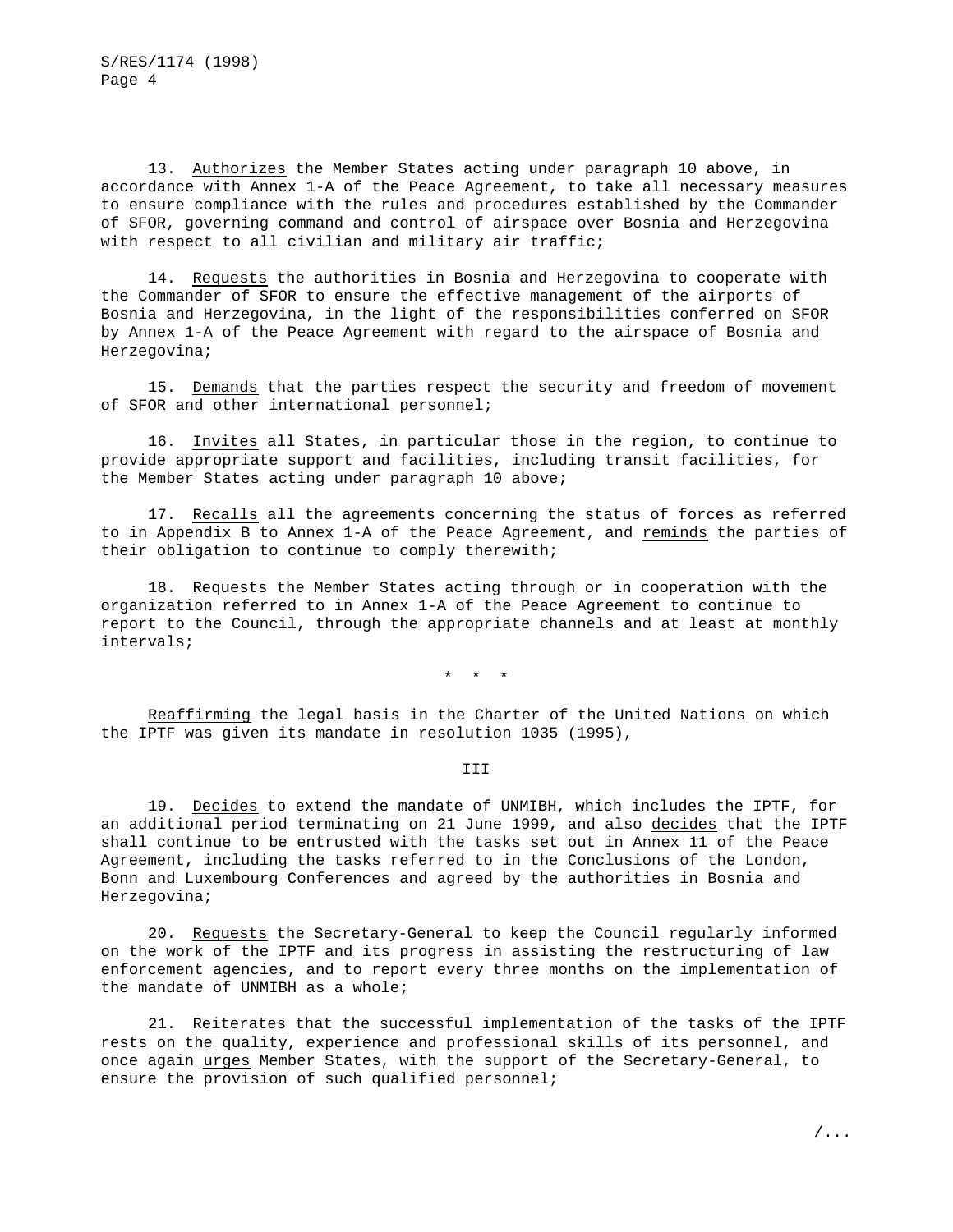13. Authorizes the Member States acting under paragraph 10 above, in accordance with Annex 1-A of the Peace Agreement, to take all necessary measures to ensure compliance with the rules and procedures established by the Commander of SFOR, governing command and control of airspace over Bosnia and Herzegovina with respect to all civilian and military air traffic;

14. Requests the authorities in Bosnia and Herzegovina to cooperate with the Commander of SFOR to ensure the effective management of the airports of Bosnia and Herzegovina, in the light of the responsibilities conferred on SFOR by Annex 1-A of the Peace Agreement with regard to the airspace of Bosnia and Herzegovina;

15. Demands that the parties respect the security and freedom of movement of SFOR and other international personnel;

16. Invites all States, in particular those in the region, to continue to provide appropriate support and facilities, including transit facilities, for the Member States acting under paragraph 10 above;

17. Recalls all the agreements concerning the status of forces as referred to in Appendix B to Annex 1-A of the Peace Agreement, and reminds the parties of their obligation to continue to comply therewith;

18. Requests the Member States acting through or in cooperation with the organization referred to in Annex 1-A of the Peace Agreement to continue to report to the Council, through the appropriate channels and at least at monthly intervals;

\* \* \*

Reaffirming the legal basis in the Charter of the United Nations on which the IPTF was given its mandate in resolution 1035 (1995),

III

19. Decides to extend the mandate of UNMIBH, which includes the IPTF, for an additional period terminating on 21 June 1999, and also decides that the IPTF shall continue to be entrusted with the tasks set out in Annex 11 of the Peace Agreement, including the tasks referred to in the Conclusions of the London, Bonn and Luxembourg Conferences and agreed by the authorities in Bosnia and Herzegovina;

20. Requests the Secretary-General to keep the Council regularly informed on the work of the IPTF and its progress in assisting the restructuring of law enforcement agencies, and to report every three months on the implementation of the mandate of UNMIBH as a whole;

21. Reiterates that the successful implementation of the tasks of the IPTF rests on the quality, experience and professional skills of its personnel, and once again urges Member States, with the support of the Secretary-General, to ensure the provision of such qualified personnel;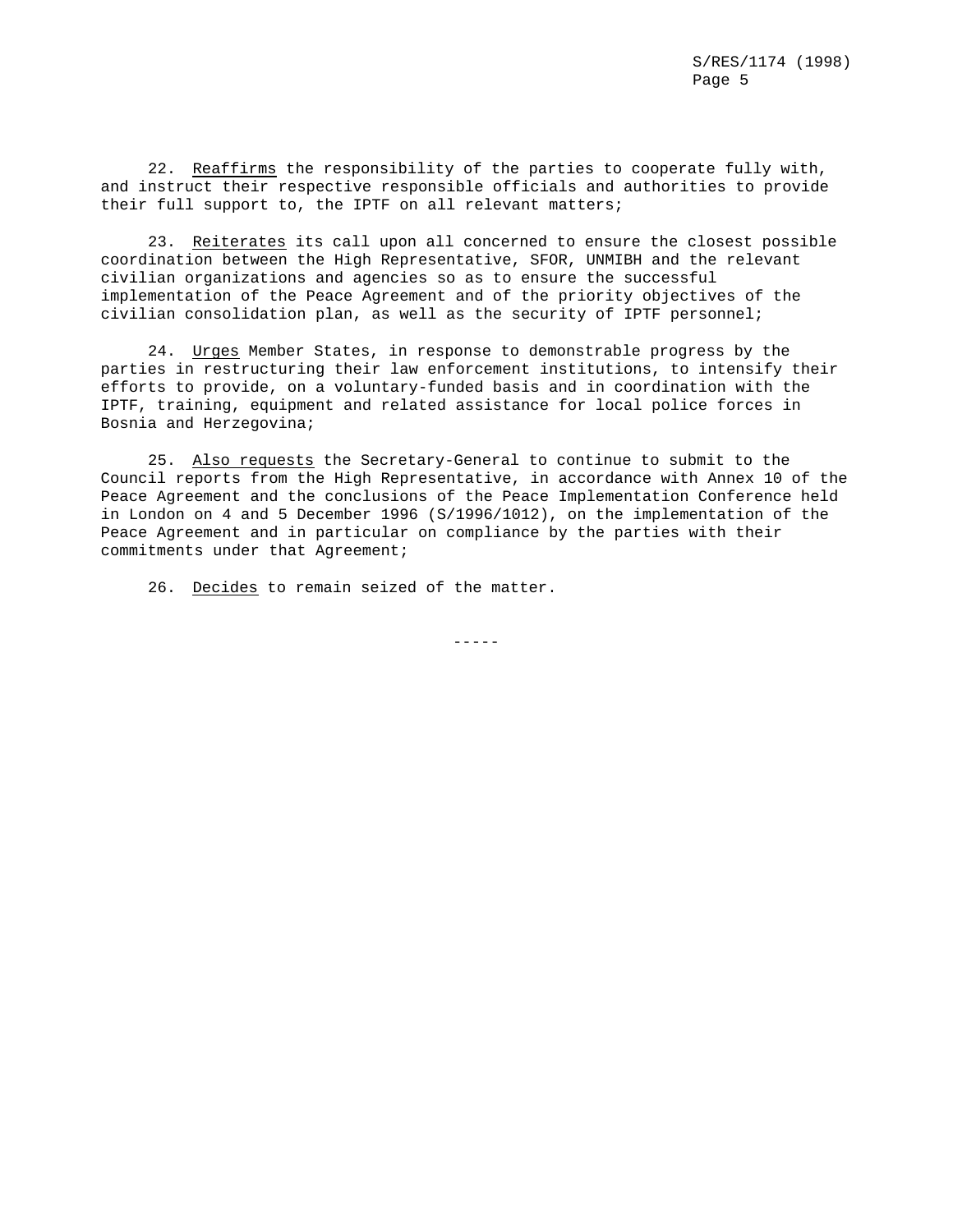22. Reaffirms the responsibility of the parties to cooperate fully with, and instruct their respective responsible officials and authorities to provide their full support to, the IPTF on all relevant matters;

23. Reiterates its call upon all concerned to ensure the closest possible coordination between the High Representative, SFOR, UNMIBH and the relevant civilian organizations and agencies so as to ensure the successful implementation of the Peace Agreement and of the priority objectives of the civilian consolidation plan, as well as the security of IPTF personnel;

24. Urges Member States, in response to demonstrable progress by the parties in restructuring their law enforcement institutions, to intensify their efforts to provide, on a voluntary-funded basis and in coordination with the IPTF, training, equipment and related assistance for local police forces in Bosnia and Herzegovina;

25. Also requests the Secretary-General to continue to submit to the Council reports from the High Representative, in accordance with Annex 10 of the Peace Agreement and the conclusions of the Peace Implementation Conference held in London on 4 and 5 December 1996 (S/1996/1012), on the implementation of the Peace Agreement and in particular on compliance by the parties with their commitments under that Agreement;

26. Decides to remain seized of the matter.

-----